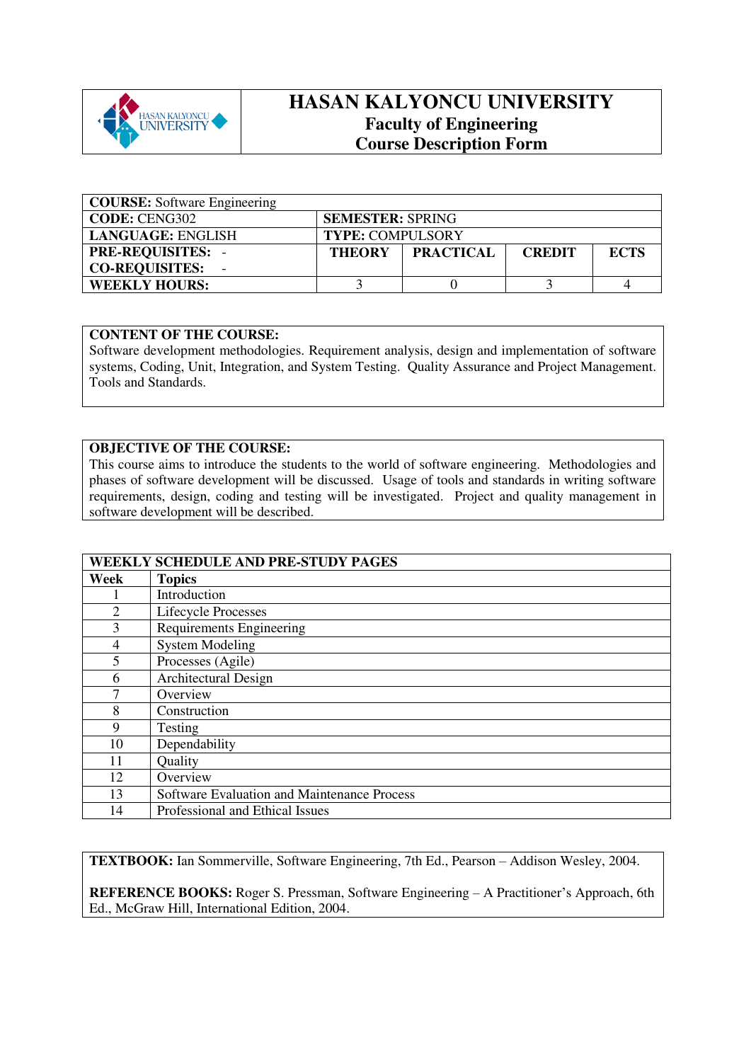# HASAN KALYONCU UNIVERSITY

## Faculty of Engineering

## Course Description Form

| **COURSE:** Software Engineering | | | | |
|---|---|---|---|---|
| **CODE:** CENG302 | **SEMESTER:** SPRING | | | |
| **LANGUAGE:** ENGLISH | **TYPE:** COMPULSORY | | | |
| **PRE-REQUISITES:** -<br>**CO-REQUISITES:** - | **THEORY** | **PRACTICAL** | **CREDIT** | **ECTS** |
| **WEEKLY HOURS:** | 3 | 0 | 3 | 4 |

**CONTENT OF THE COURSE:**
Software development methodologies. Requirement analysis, design and implementation of software systems, Coding, Unit, Integration, and System Testing. Quality Assurance and Project Management. Tools and Standards.

**OBJECTIVE OF THE COURSE:**
This course aims to introduce the students to the world of software engineering. Methodologies and phases of software development will be discussed. Usage of tools and standards in writing software requirements, design, coding and testing will be investigated. Project and quality management in software development will be described.

**WEEKLY SCHEDULE AND PRE-STUDY PAGES**

| Week | Topics |
|---|---|
| 1 | Introduction |
| 2 | Lifecycle Processes |
| 3 | Requirements Engineering |
| 4 | System Modeling |
| 5 | Processes (Agile) |
| 6 | Architectural Design |
| 7 | Overview |
| 8 | Construction |
| 9 | Testing |
| 10 | Dependability |
| 11 | Quality |
| 12 | Overview |
| 13 | Software Evaluation and Maintenance Process |
| 14 | Professional and Ethical Issues |

**TEXTBOOK:** Ian Sommerville, Software Engineering, 7th Ed., Pearson – Addison Wesley, 2004.

**REFERENCE BOOKS:** Roger S. Pressman, Software Engineering – A Practitioner's Approach, 6th Ed., McGraw Hill, International Edition, 2004.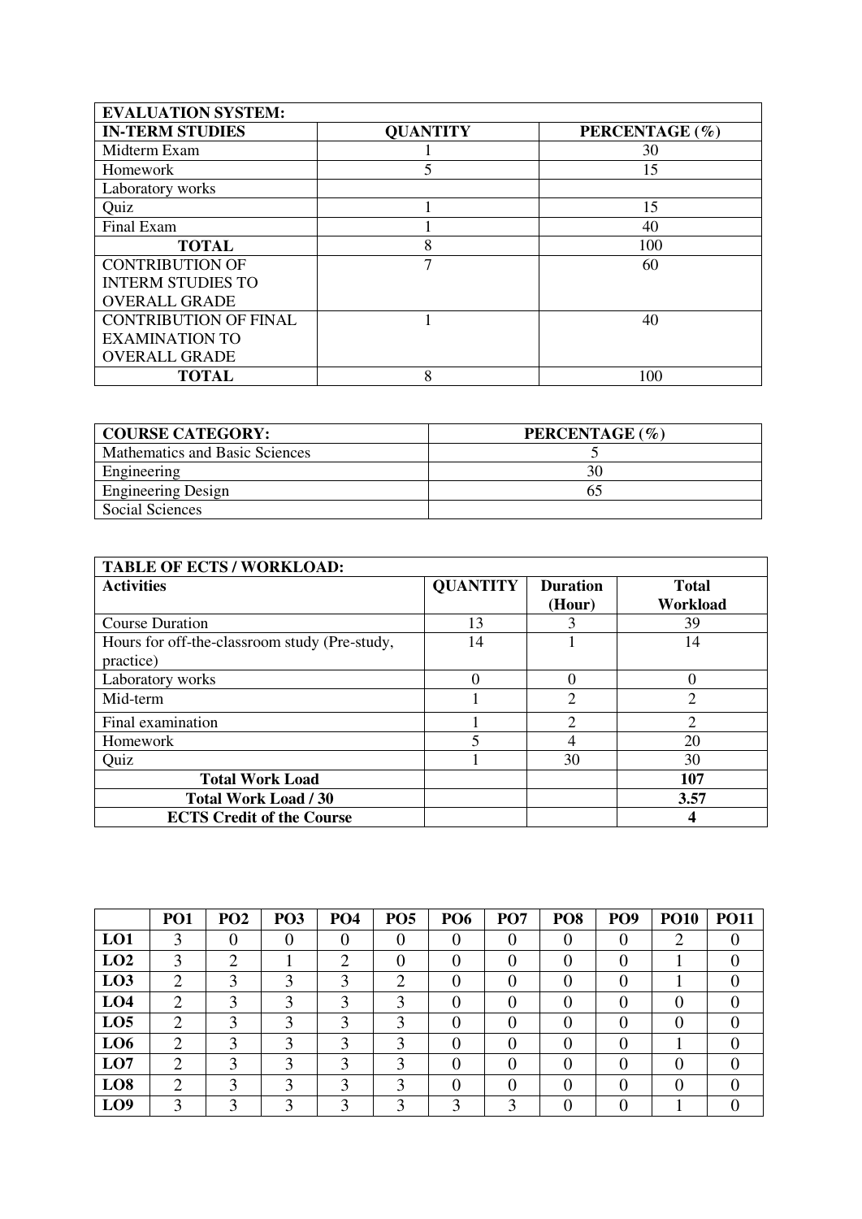| EVALUATION SYSTEM: | | |
|---|---|---|
| **IN-TERM STUDIES** | **QUANTITY** | **PERCENTAGE (%)** |
| Midterm Exam | 1 | 30 |
| Homework | 5 | 15 |
| Laboratory works | | |
| Quiz | 1 | 15 |
| Final Exam | 1 | 40 |
| **TOTAL** | 8 | 100 |
| CONTRIBUTION OF INTERM STUDIES TO OVERALL GRADE | 7 | 60 |
| CONTRIBUTION OF FINAL EXAMINATION TO OVERALL GRADE | 1 | 40 |
| **TOTAL** | 8 | 100 |

| COURSE CATEGORY: | PERCENTAGE (%) |
|---|---|
| Mathematics and Basic Sciences | 5 |
| Engineering | 30 |
| Engineering Design | 65 |
| Social Sciences | |

| TABLE OF ECTS / WORKLOAD: | | | |
|---|---|---|---|
| **Activities** | **QUANTITY** | **Duration (Hour)** | **Total Workload** |
| Course Duration | 13 | 3 | 39 |
| Hours for off-the-classroom study (Pre-study, practice) | 14 | 1 | 14 |
| Laboratory works | 0 | 0 | 0 |
| Mid-term | 1 | 2 | 2 |
| Final examination | 1 | 2 | 2 |
| Homework | 5 | 4 | 20 |
| Quiz | 1 | 30 | 30 |
| **Total Work Load** | | | **107** |
| **Total Work Load / 30** | | | **3.57** |
| **ECTS Credit of the Course** | | | **4** |

| | PO1 | PO2 | PO3 | PO4 | PO5 | PO6 | PO7 | PO8 | PO9 | PO10 | PO11 |
|---|---|---|---|---|---|---|---|---|---|---|---|
| **LO1** | 3 | 0 | 0 | 0 | 0 | 0 | 0 | 0 | 0 | 2 | 0 |
| **LO2** | 3 | 2 | 1 | 2 | 0 | 0 | 0 | 0 | 0 | 1 | 0 |
| **LO3** | 2 | 3 | 3 | 3 | 2 | 0 | 0 | 0 | 0 | 1 | 0 |
| **LO4** | 2 | 3 | 3 | 3 | 3 | 0 | 0 | 0 | 0 | 0 | 0 |
| **LO5** | 2 | 3 | 3 | 3 | 3 | 0 | 0 | 0 | 0 | 0 | 0 |
| **LO6** | 2 | 3 | 3 | 3 | 3 | 0 | 0 | 0 | 0 | 1 | 0 |
| **LO7** | 2 | 3 | 3 | 3 | 3 | 0 | 0 | 0 | 0 | 0 | 0 |
| **LO8** | 2 | 3 | 3 | 3 | 3 | 0 | 0 | 0 | 0 | 0 | 0 |
| **LO9** | 3 | 3 | 3 | 3 | 3 | 3 | 3 | 0 | 0 | 1 | 0 |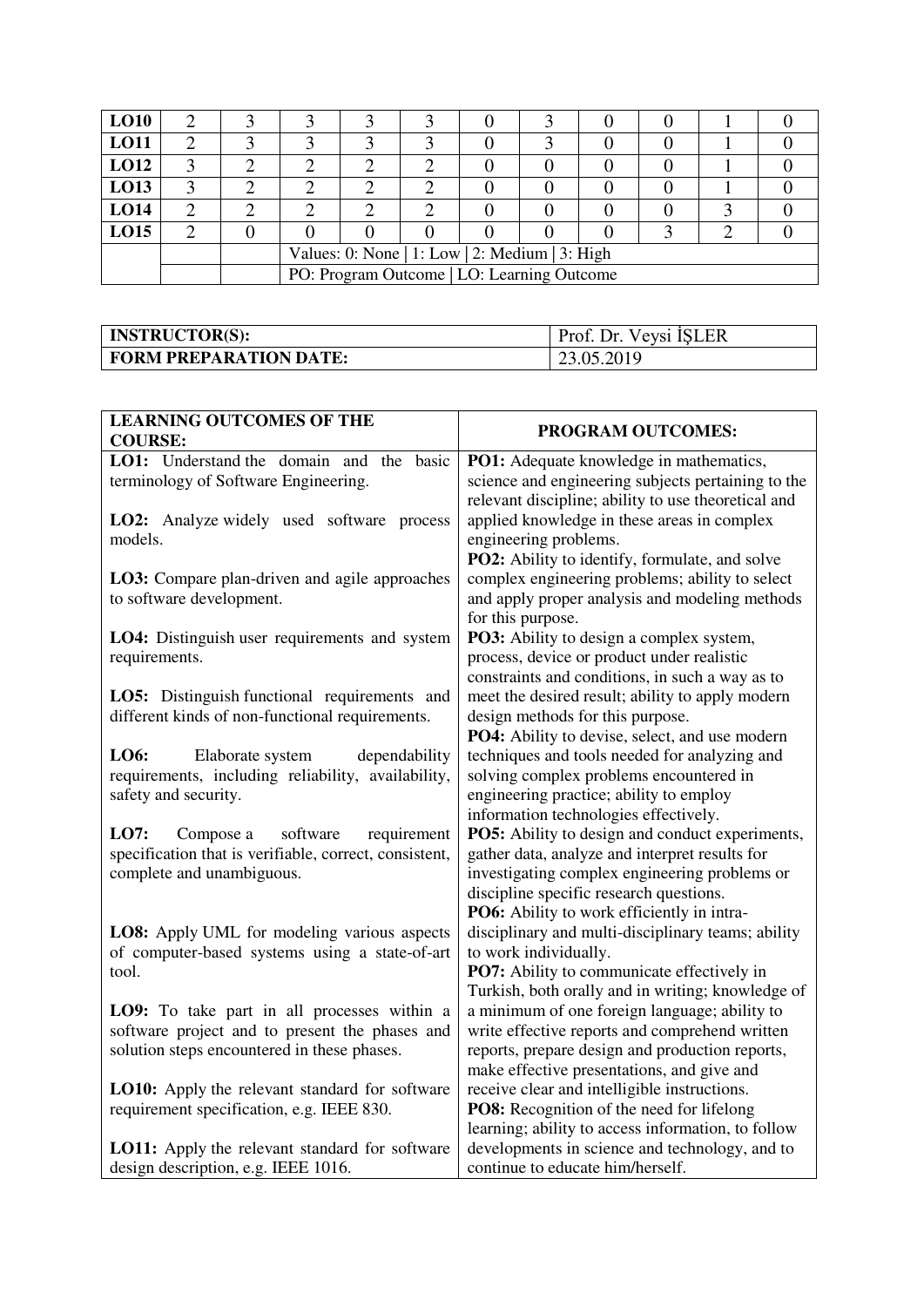| LO10 | 2 | 3 | 3 | 3 | 3 | 0 | 3 | 0 | 0 | 1 | 0 |
|---|---|---|---|---|---|---|---|---|---|---|---|
| LO11 | 2 | 3 | 3 | 3 | 3 | 0 | 3 | 0 | 0 | 1 | 0 |
| LO12 | 3 | 2 | 2 | 2 | 2 | 0 | 0 | 0 | 0 | 1 | 0 |
| LO13 | 3 | 2 | 2 | 2 | 2 | 0 | 0 | 0 | 0 | 1 | 0 |
| LO14 | 2 | 2 | 2 | 2 | 2 | 0 | 0 | 0 | 0 | 3 | 0 |
| LO15 | 2 | 0 | 0 | 0 | 0 | 0 | 0 | 0 | 3 | 2 | 0 |
| | | | Values: 0: None \| 1: Low \| 2: Medium \| 3: High | | | | | | | | |
| | | | PO: Program Outcome \| LO: Learning Outcome | | | | | | | | |

| **INSTRUCTOR(S):** | Prof. Dr. Veysi İŞLER |
|---|---|
| **FORM PREPARATION DATE:** | 23.05.2019 |

| **LEARNING OUTCOMES OF THE COURSE:** | **PROGRAM OUTCOMES:** |
|---|---|
| **LO1:** Understand the domain and the basic terminology of Software Engineering.<br><br>**LO2:** Analyze widely used software process models.<br><br>**LO3:** Compare plan-driven and agile approaches to software development.<br><br>**LO4:** Distinguish user requirements and system requirements.<br><br>**LO5:** Distinguish functional requirements and different kinds of non-functional requirements.<br><br>**LO6:** Elaborate system dependability requirements, including reliability, availability, safety and security.<br><br>**LO7:** Compose a software requirement specification that is verifiable, correct, consistent, complete and unambiguous.<br><br>**LO8:** Apply UML for modeling various aspects of computer-based systems using a state-of-art tool.<br><br>**LO9:** To take part in all processes within a software project and to present the phases and solution steps encountered in these phases.<br><br>**LO10:** Apply the relevant standard for software requirement specification, e.g. IEEE 830.<br><br>**LO11:** Apply the relevant standard for software design description, e.g. IEEE 1016. | **PO1:** Adequate knowledge in mathematics, science and engineering subjects pertaining to the relevant discipline; ability to use theoretical and applied knowledge in these areas in complex engineering problems.<br>**PO2:** Ability to identify, formulate, and solve complex engineering problems; ability to select and apply proper analysis and modeling methods for this purpose.<br>**PO3:** Ability to design a complex system, process, device or product under realistic constraints and conditions, in such a way as to meet the desired result; ability to apply modern design methods for this purpose.<br>**PO4:** Ability to devise, select, and use modern techniques and tools needed for analyzing and solving complex problems encountered in engineering practice; ability to employ information technologies effectively.<br>**PO5:** Ability to design and conduct experiments, gather data, analyze and interpret results for investigating complex engineering problems or discipline specific research questions.<br>**PO6:** Ability to work efficiently in intra-disciplinary and multi-disciplinary teams; ability to work individually.<br>**PO7:** Ability to communicate effectively in Turkish, both orally and in writing; knowledge of a minimum of one foreign language; ability to write effective reports and comprehend written reports, prepare design and production reports, make effective presentations, and give and receive clear and intelligible instructions.<br>**PO8:** Recognition of the need for lifelong learning; ability to access information, to follow developments in science and technology, and to continue to educate him/herself. |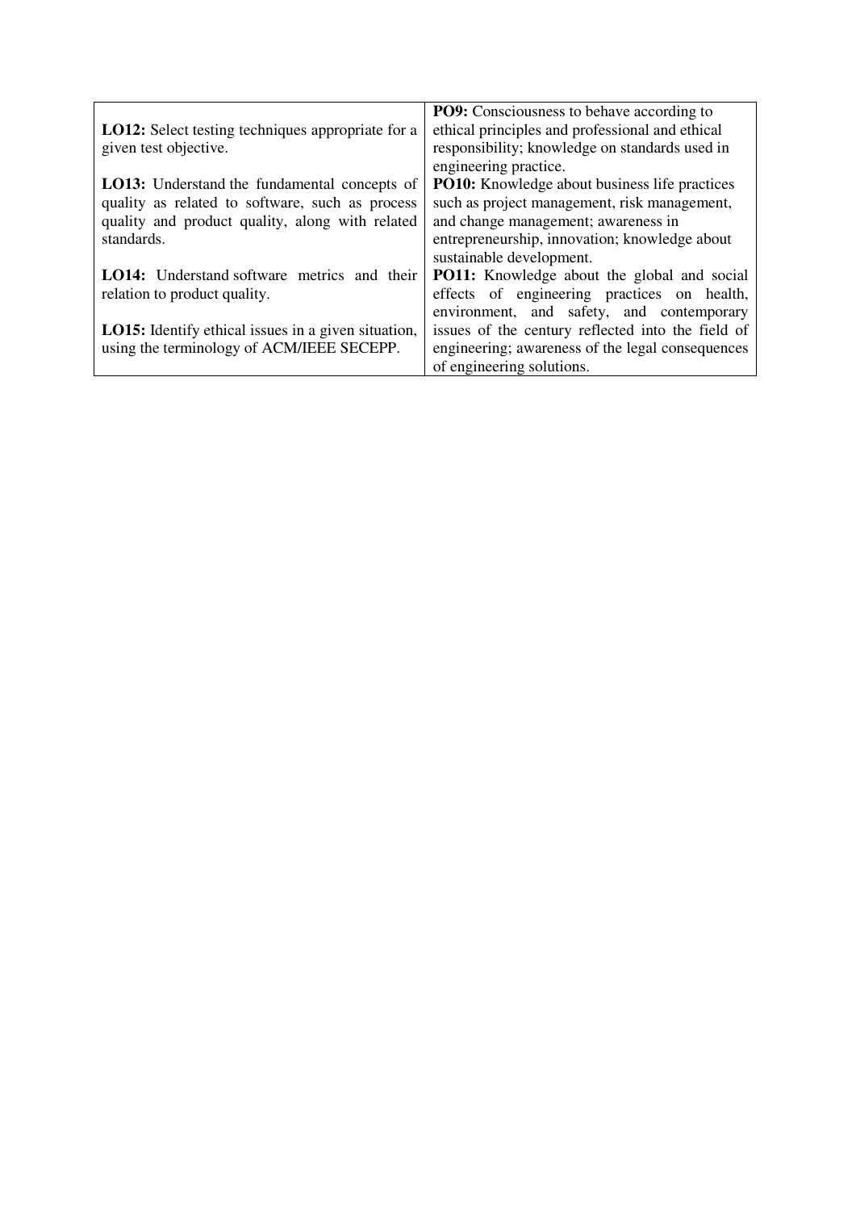| | |
|---|---|
| **LO12:** Select testing techniques appropriate for a given test objective.<br><br>**LO13:** Understand the fundamental concepts of quality as related to software, such as process quality and product quality, along with related standards.<br><br>**LO14:** Understand software metrics and their relation to product quality.<br><br>**LO15:** Identify ethical issues in a given situation, using the terminology of ACM/IEEE SECEPP. | **PO9:** Consciousness to behave according to ethical principles and professional and ethical responsibility; knowledge on standards used in engineering practice.<br>**PO10:** Knowledge about business life practices such as project management, risk management, and change management; awareness in entrepreneurship, innovation; knowledge about sustainable development.<br>**PO11:** Knowledge about the global and social effects of engineering practices on health, environment, and safety, and contemporary issues of the century reflected into the field of engineering; awareness of the legal consequences of engineering solutions. |